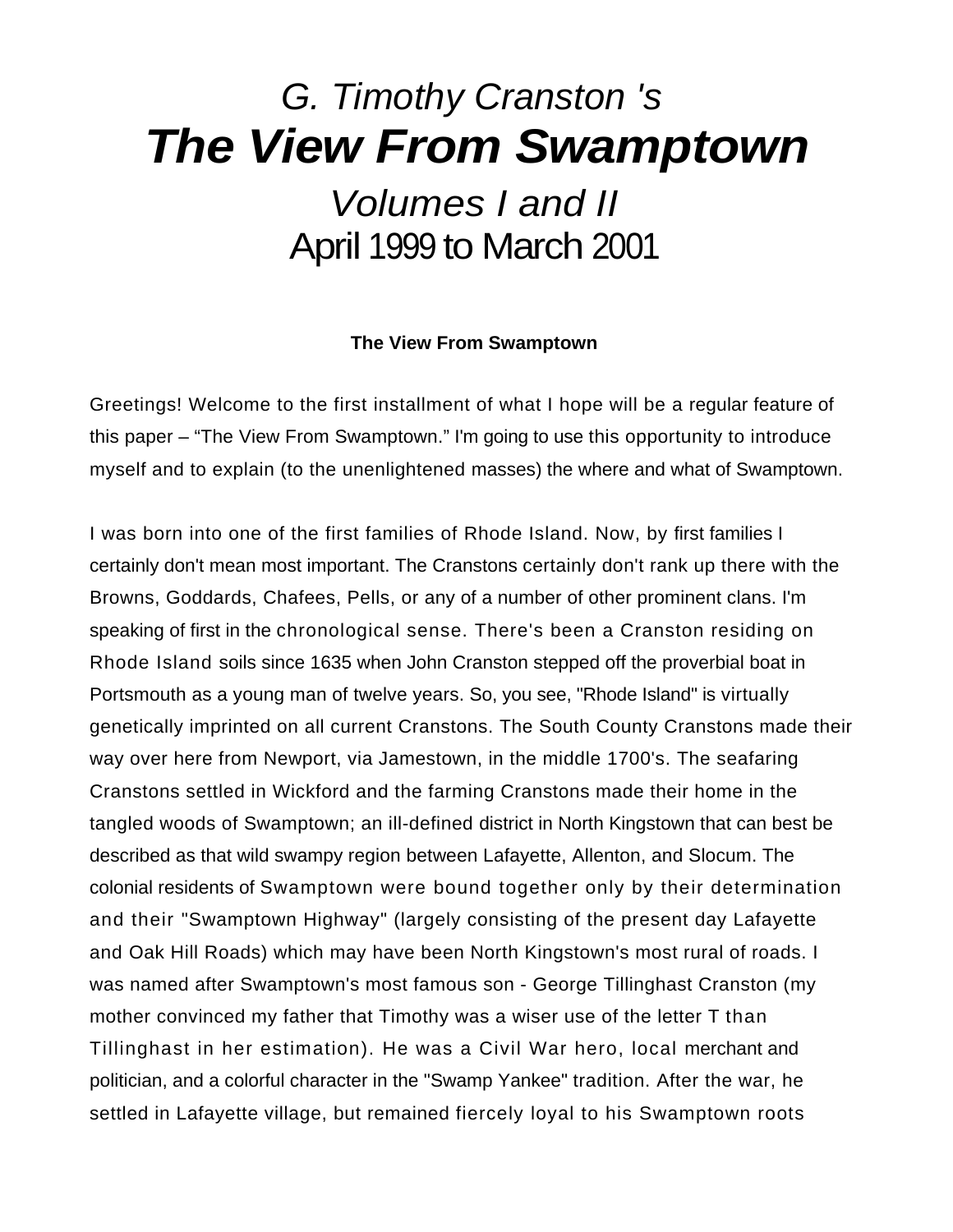# *G. Timothy Cranston 's*

# ***The View From Swamptown***

## *Volumes I and II*

## April 1999 to March 2001

**The View From Swamptown**

Greetings! Welcome to the first installment of what I hope will be a regular feature of this paper – "The View From Swamptown." I'm going to use this opportunity to introduce myself and to explain (to the unenlightened masses) the where and what of Swamptown.

I was born into one of the first families of Rhode Island. Now, by first families I certainly don't mean most important. The Cranstons certainly don't rank up there with the Browns, Goddards, Chafees, Pells, or any of a number of other prominent clans. I'm speaking of first in the chronological sense. There's been a Cranston residing on Rhode Island soils since 1635 when John Cranston stepped off the proverbial boat in Portsmouth as a young man of twelve years. So, you see, "Rhode Island" is virtually genetically imprinted on all current Cranstons. The South County Cranstons made their way over here from Newport, via Jamestown, in the middle 1700's. The seafaring Cranstons settled in Wickford and the farming Cranstons made their home in the tangled woods of Swamptown; an ill-defined district in North Kingstown that can best be described as that wild swampy region between Lafayette, Allenton, and Slocum. The colonial residents of Swamptown were bound together only by their determination and their "Swamptown Highway" (largely consisting of the present day Lafayette and Oak Hill Roads) which may have been North Kingstown's most rural of roads. I was named after Swamptown's most famous son - George Tillinghast Cranston (my mother convinced my father that Timothy was a wiser use of the letter T than Tillinghast in her estimation). He was a Civil War hero, local merchant and politician, and a colorful character in the "Swamp Yankee" tradition. After the war, he settled in Lafayette village, but remained fiercely loyal to his Swamptown roots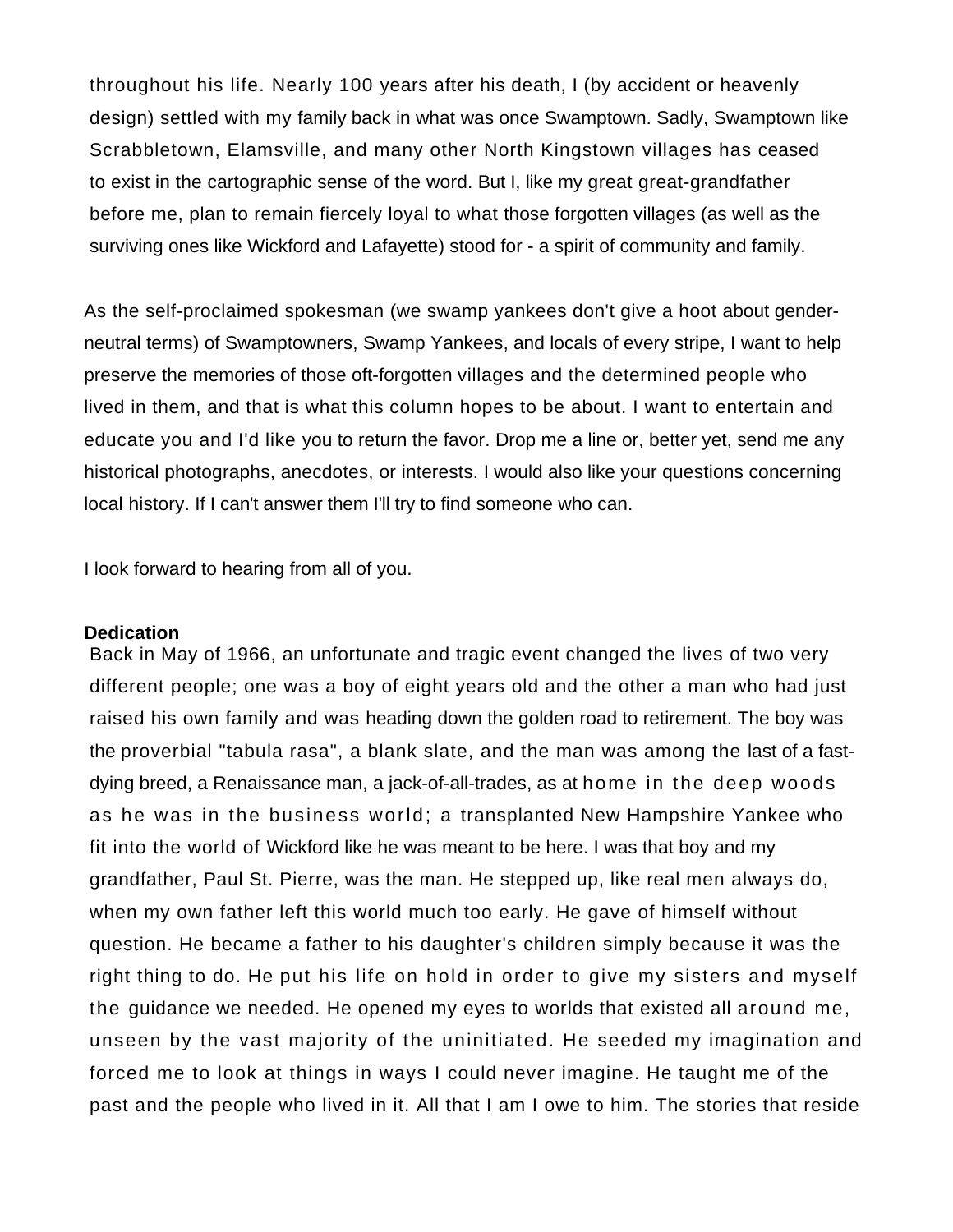throughout his life. Nearly 100 years after his death, I (by accident or heavenly design) settled with my family back in what was once Swamptown. Sadly, Swamptown like Scrabbletown, Elamsville, and many other North Kingstown villages has ceased to exist in the cartographic sense of the word. But I, like my great great-grandfather before me, plan to remain fiercely loyal to what those forgotten villages (as well as the surviving ones like Wickford and Lafayette) stood for - a spirit of community and family.

As the self-proclaimed spokesman (we swamp yankees don't give a hoot about gender-neutral terms) of Swamptowners, Swamp Yankees, and locals of every stripe, I want to help preserve the memories of those oft-forgotten villages and the determined people who lived in them, and that is what this column hopes to be about. I want to entertain and educate you and I'd like you to return the favor. Drop me a line or, better yet, send me any historical photographs, anecdotes, or interests. I would also like your questions concerning local history. If I can't answer them I'll try to find someone who can.

I look forward to hearing from all of you.

**Dedication**

Back in May of 1966, an unfortunate and tragic event changed the lives of two very different people; one was a boy of eight years old and the other a man who had just raised his own family and was heading down the golden road to retirement. The boy was the proverbial "tabula rasa", a blank slate, and the man was among the last of a fast-dying breed, a Renaissance man, a jack-of-all-trades, as at home in the deep woods as he was in the business world; a transplanted New Hampshire Yankee who fit into the world of Wickford like he was meant to be here. I was that boy and my grandfather, Paul St. Pierre, was the man. He stepped up, like real men always do, when my own father left this world much too early. He gave of himself without question. He became a father to his daughter's children simply because it was the right thing to do. He put his life on hold in order to give my sisters and myself the guidance we needed. He opened my eyes to worlds that existed all around me, unseen by the vast majority of the uninitiated. He seeded my imagination and forced me to look at things in ways I could never imagine. He taught me of the past and the people who lived in it. All that I am I owe to him. The stories that reside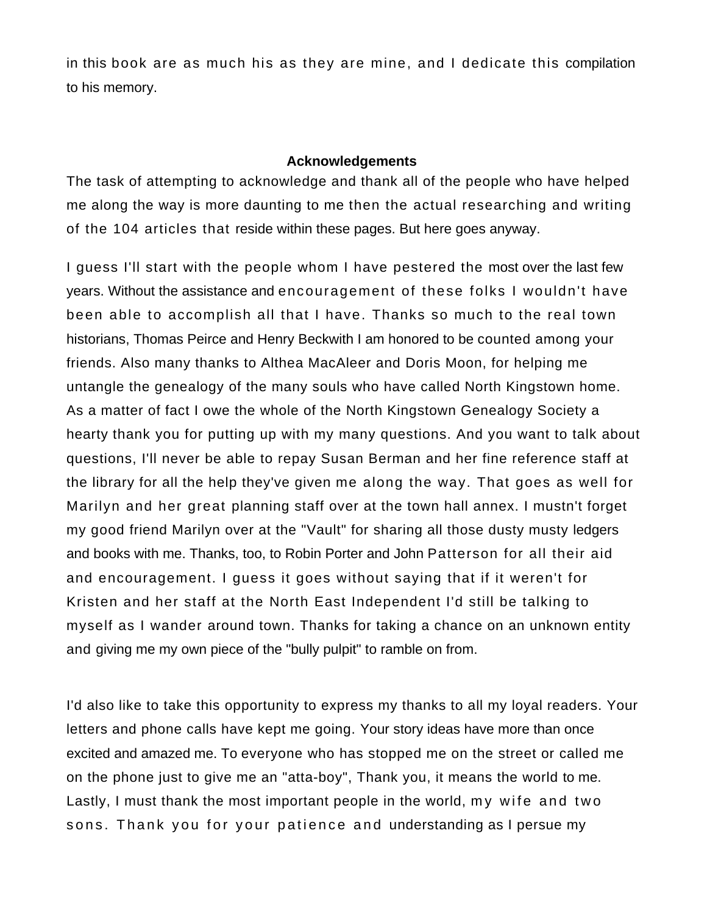in this book are as much his as they are mine, and I dedicate this compilation to his memory.

## Acknowledgements

The task of attempting to acknowledge and thank all of the people who have helped me along the way is more daunting to me then the actual researching and writing of the 104 articles that reside within these pages. But here goes anyway.

I guess I'll start with the people whom I have pestered the most over the last few years. Without the assistance and encouragement of these folks I wouldn't have been able to accomplish all that I have. Thanks so much to the real town historians, Thomas Peirce and Henry Beckwith I am honored to be counted among your friends. Also many thanks to Althea MacAleer and Doris Moon, for helping me untangle the genealogy of the many souls who have called North Kingstown home. As a matter of fact I owe the whole of the North Kingstown Genealogy Society a hearty thank you for putting up with my many questions. And you want to talk about questions, I'll never be able to repay Susan Berman and her fine reference staff at the library for all the help they've given me along the way. That goes as well for Marilyn and her great planning staff over at the town hall annex. I mustn't forget my good friend Marilyn over at the "Vault" for sharing all those dusty musty ledgers and books with me. Thanks, too, to Robin Porter and John Patterson for all their aid and encouragement. I guess it goes without saying that if it weren't for Kristen and her staff at the North East Independent I'd still be talking to myself as I wander around town. Thanks for taking a chance on an unknown entity and giving me my own piece of the "bully pulpit" to ramble on from.

I'd also like to take this opportunity to express my thanks to all my loyal readers. Your letters and phone calls have kept me going. Your story ideas have more than once excited and amazed me. To everyone who has stopped me on the street or called me on the phone just to give me an "atta-boy", Thank you, it means the world to me. Lastly, I must thank the most important people in the world, my wife and two sons. Thank you for your patience and understanding as I persue my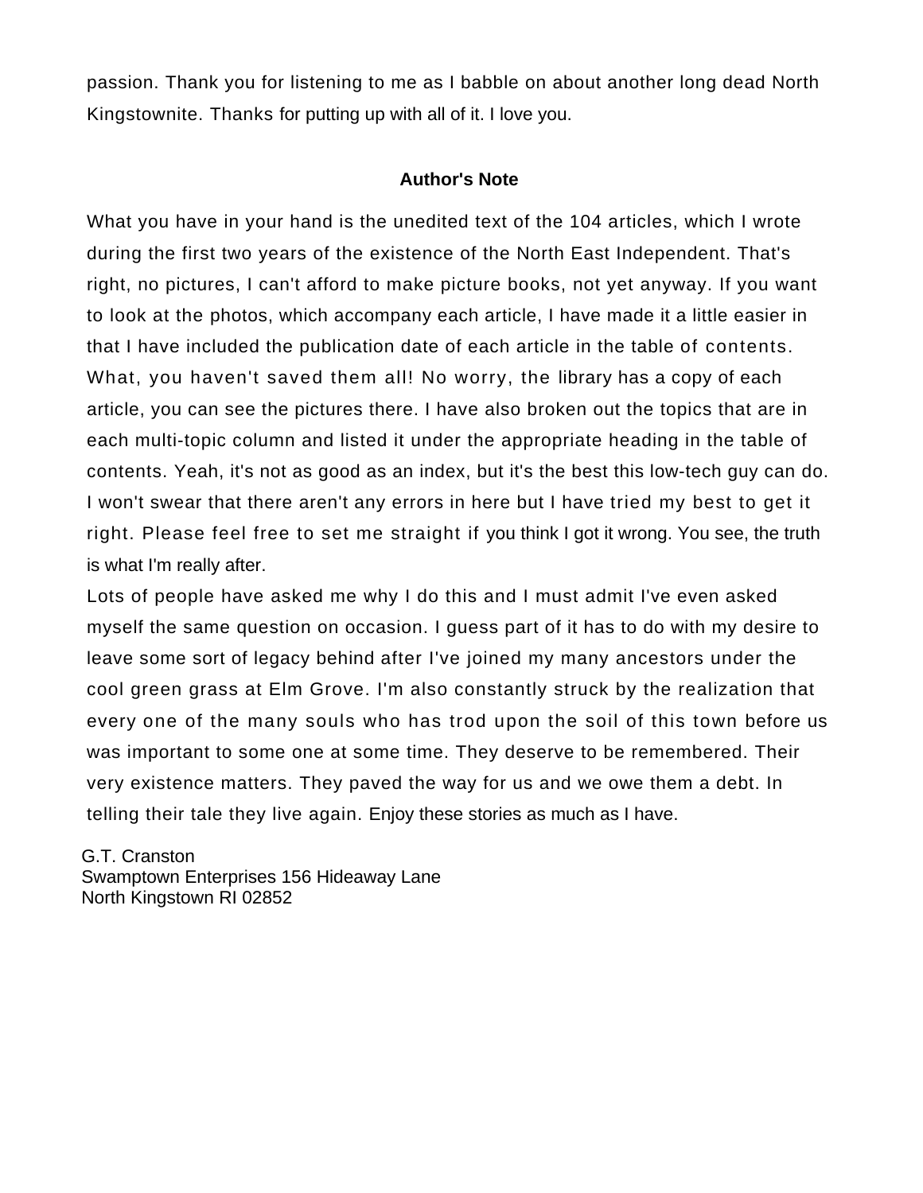passion. Thank you for listening to me as I babble on about another long dead North Kingstownite. Thanks for putting up with all of it. I love you.

## Author's Note

What you have in your hand is the unedited text of the 104 articles, which I wrote during the first two years of the existence of the North East Independent. That's right, no pictures, I can't afford to make picture books, not yet anyway. If you want to look at the photos, which accompany each article, I have made it a little easier in that I have included the publication date of each article in the table of contents. What, you haven't saved them all! No worry, the library has a copy of each article, you can see the pictures there. I have also broken out the topics that are in each multi-topic column and listed it under the appropriate heading in the table of contents. Yeah, it's not as good as an index, but it's the best this low-tech guy can do. I won't swear that there aren't any errors in here but I have tried my best to get it right. Please feel free to set me straight if you think I got it wrong. You see, the truth is what I'm really after.

Lots of people have asked me why I do this and I must admit I've even asked myself the same question on occasion. I guess part of it has to do with my desire to leave some sort of legacy behind after I've joined my many ancestors under the cool green grass at Elm Grove. I'm also constantly struck by the realization that every one of the many souls who has trod upon the soil of this town before us was important to some one at some time. They deserve to be remembered. Their very existence matters. They paved the way for us and we owe them a debt. In telling their tale they live again. Enjoy these stories as much as I have.

G.T. Cranston
Swamptown Enterprises 156 Hideaway Lane
North Kingstown RI 02852